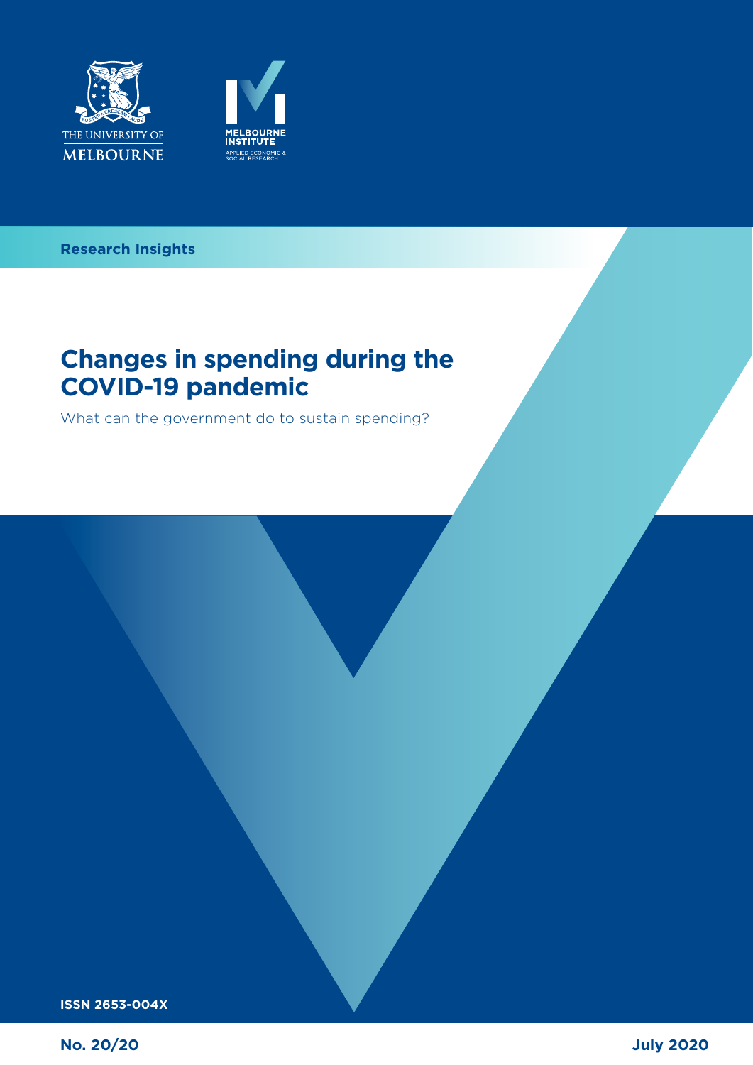THE UNIVERSITY OF MELBOURNE

MELBOURNE INSTITUTE
APPLIED ECONOMIC & SOCIAL RESEARCH

**Research Insights**

# Changes in spending during the COVID-19 pandemic

What can the government do to sustain spending?

**ISSN 2653-004X**

**No. 20/20**

**July 2020**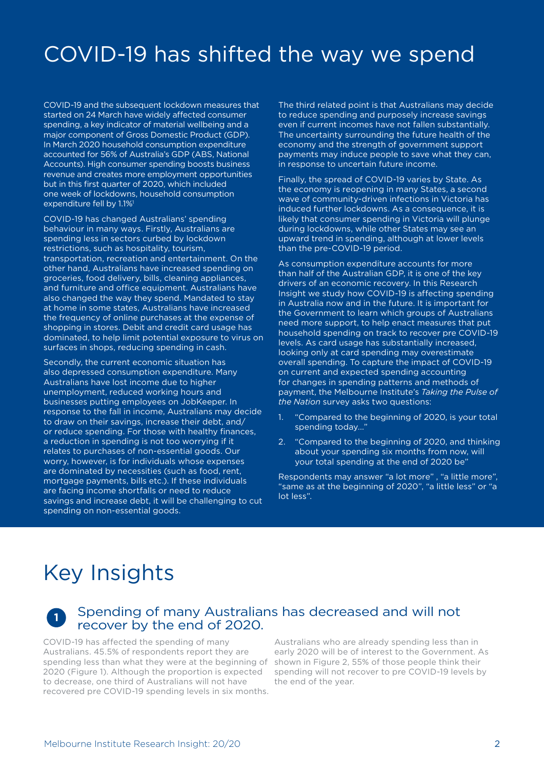# COVID-19 has shifted the way we spend

COVID-19 and the subsequent lockdown measures that started on 24 March have widely affected consumer spending, a key indicator of material wellbeing and a major component of Gross Domestic Product (GDP). In March 2020 household consumption expenditure accounted for 56% of Australia's GDP (ABS, National Accounts). High consumer spending boosts business revenue and creates more employment opportunities but in this first quarter of 2020, which included one week of lockdowns, household consumption expenditure fell by 1.1%[1]

COVID-19 has changed Australians' spending behaviour in many ways. Firstly, Australians are spending less in sectors curbed by lockdown restrictions, such as hospitality, tourism, transportation, recreation and entertainment. On the other hand, Australians have increased spending on groceries, food delivery, bills, cleaning appliances, and furniture and office equipment. Australians have also changed the way they spend. Mandated to stay at home in some states, Australians have increased the frequency of online purchases at the expense of shopping in stores. Debit and credit card usage has dominated, to help limit potential exposure to virus on surfaces in shops, reducing spending in cash.

Secondly, the current economic situation has also depressed consumption expenditure. Many Australians have lost income due to higher unemployment, reduced working hours and businesses putting employees on JobKeeper. In response to the fall in income, Australians may decide to draw on their savings, increase their debt, and/or reduce spending. For those with healthy finances, a reduction in spending is not too worrying if it relates to purchases of non-essential goods. Our worry, however, is for individuals whose expenses are dominated by necessities (such as food, rent, mortgage payments, bills etc.). If these individuals are facing income shortfalls or need to reduce savings and increase debt, it will be challenging to cut spending on non-essential goods.

The third related point is that Australians may decide to reduce spending and purposely increase savings even if current incomes have not fallen substantially. The uncertainty surrounding the future health of the economy and the strength of government support payments may induce people to save what they can, in response to uncertain future income.

Finally, the spread of COVID-19 varies by State. As the economy is reopening in many States, a second wave of community-driven infections in Victoria has induced further lockdowns. As a consequence, it is likely that consumer spending in Victoria will plunge during lockdowns, while other States may see an upward trend in spending, although at lower levels than the pre-COVID-19 period.

As consumption expenditure accounts for more than half of the Australian GDP, it is one of the key drivers of an economic recovery. In this Research Insight we study how COVID-19 is affecting spending in Australia now and in the future. It is important for the Government to learn which groups of Australians need more support, to help enact measures that put household spending on track to recover pre COVID-19 levels. As card usage has substantially increased, looking only at card spending may overestimate overall spending. To capture the impact of COVID-19 on current and expected spending accounting for changes in spending patterns and methods of payment, the Melbourne Institute's *Taking the Pulse of the Nation* survey asks two questions:

1. "Compared to the beginning of 2020, is your total spending today…"
2. "Compared to the beginning of 2020, and thinking about your spending six months from now, will your total spending at the end of 2020 be"

Respondents may answer "a lot more" , "a little more", "same as at the beginning of 2020", "a little less" or "a lot less".

# Key Insights

## 1 Spending of many Australians has decreased and will not recover by the end of 2020.

COVID-19 has affected the spending of many Australians. 45.5% of respondents report they are spending less than what they were at the beginning of 2020 (Figure 1). Although the proportion is expected to decrease, one third of Australians will not have recovered pre COVID-19 spending levels in six months.

Australians who are already spending less than in early 2020 will be of interest to the Government. As shown in Figure 2, 55% of those people think their spending will not recover to pre COVID-19 levels by the end of the year.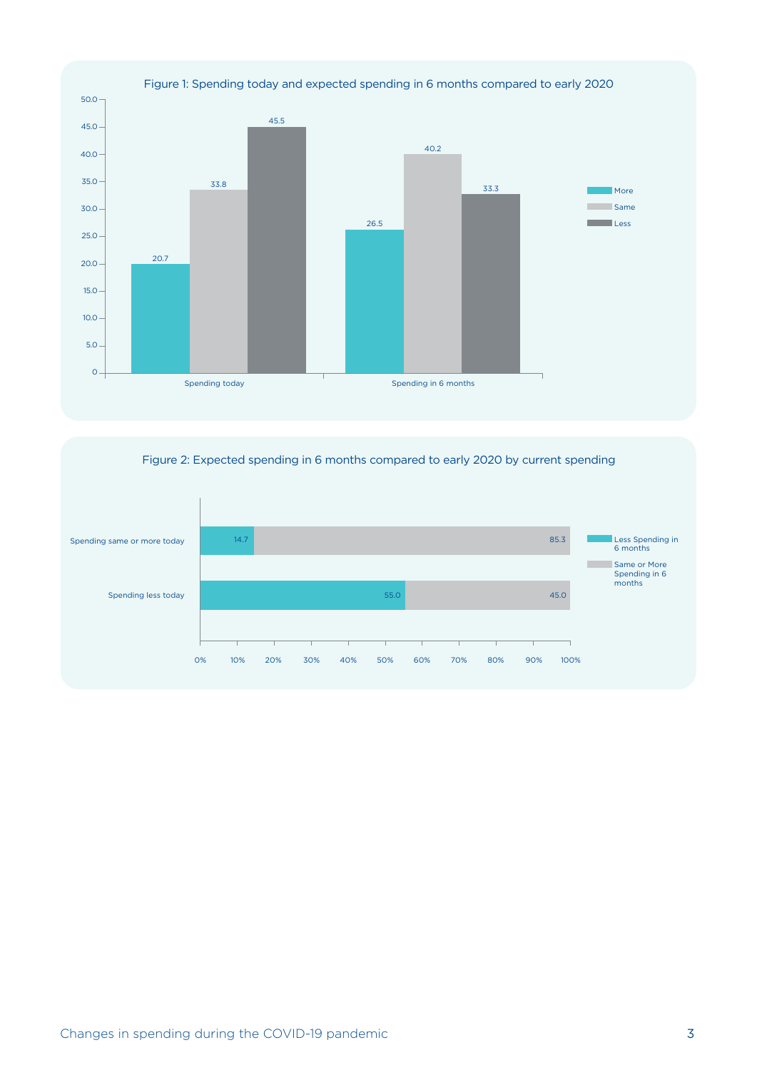Figure 1: Spending today and expected spending in 6 months compared to early 2020

| | More | Same | Less |
|---|---|---|---|
| Spending today | 20.7 | 33.8 | 45.5 |
| Spending in 6 months | 26.5 | 40.2 | 33.3 |

Figure 2: Expected spending in 6 months compared to early 2020 by current spending

| | Less Spending in 6 months | Same or More Spending in 6 months |
|---|---|---|
| Spending same or more today | 14.7 | 85.3 |
| Spending less today | 55.0 | 45.0 |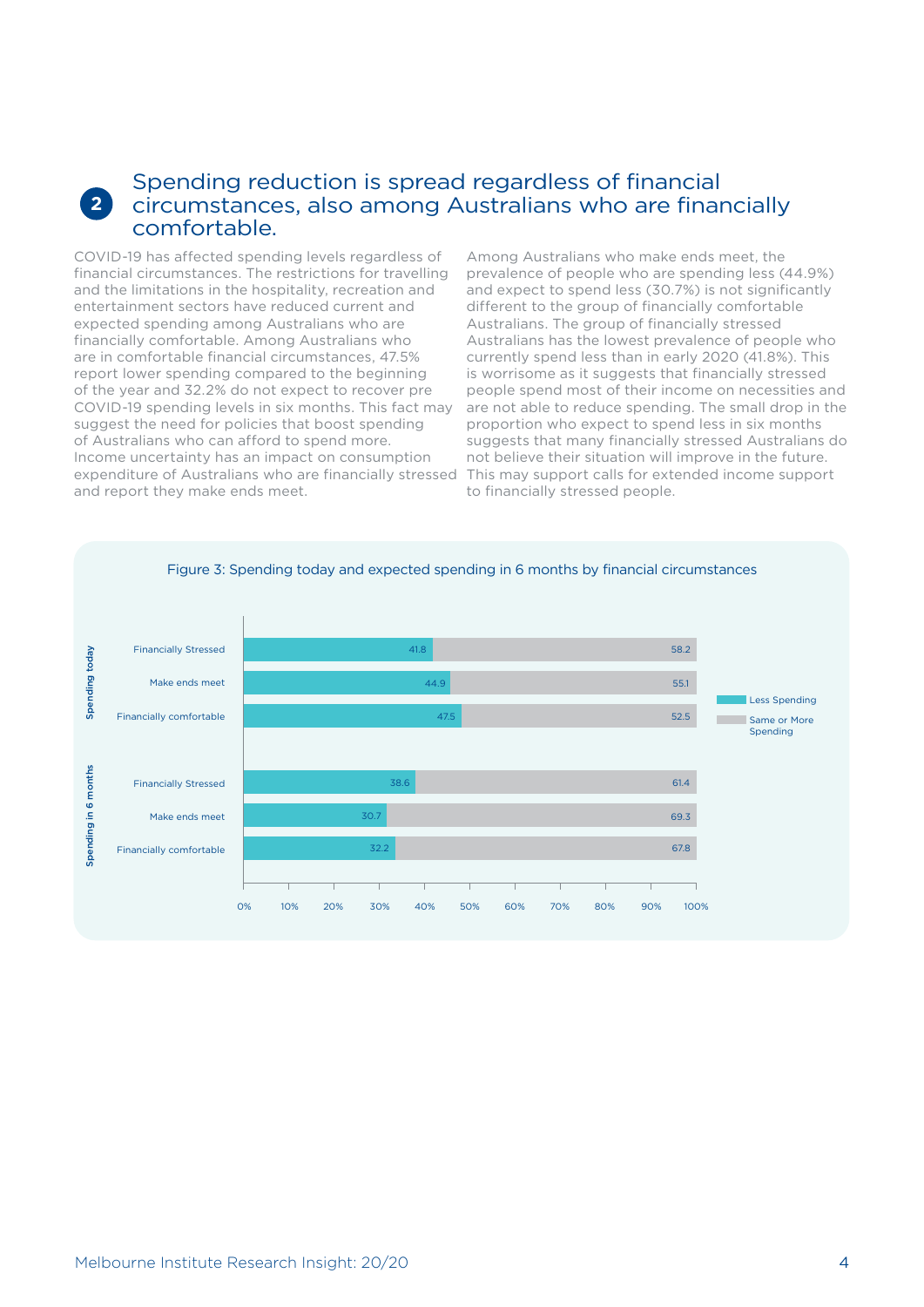## 2 Spending reduction is spread regardless of financial circumstances, also among Australians who are financially comfortable.

COVID-19 has affected spending levels regardless of financial circumstances. The restrictions for travelling and the limitations in the hospitality, recreation and entertainment sectors have reduced current and expected spending among Australians who are financially comfortable. Among Australians who are in comfortable financial circumstances, 47.5% report lower spending compared to the beginning of the year and 32.2% do not expect to recover pre COVID-19 spending levels in six months. This fact may suggest the need for policies that boost spending of Australians who can afford to spend more. Income uncertainty has an impact on consumption expenditure of Australians who are financially stressed and report they make ends meet.

Among Australians who make ends meet, the prevalence of people who are spending less (44.9%) and expect to spend less (30.7%) is not significantly different to the group of financially comfortable Australians. The group of financially stressed Australians has the lowest prevalence of people who currently spend less than in early 2020 (41.8%). This is worrisome as it suggests that financially stressed people spend most of their income on necessities and are not able to reduce spending. The small drop in the proportion who expect to spend less in six months suggests that many financially stressed Australians do not believe their situation will improve in the future. This may support calls for extended income support to financially stressed people.

Figure 3: Spending today and expected spending in 6 months by financial circumstances

| | | Less Spending | Same or More Spending |
|---|---|---|---|
| Spending today | Financially Stressed | 41.8 | 58.2 |
| | Make ends meet | 44.9 | 55.1 |
| | Financially comfortable | 47.5 | 52.5 |
| Spending in 6 months | Financially Stressed | 38.6 | 61.4 |
| | Make ends meet | 30.7 | 69.3 |
| | Financially comfortable | 32.2 | 67.8 |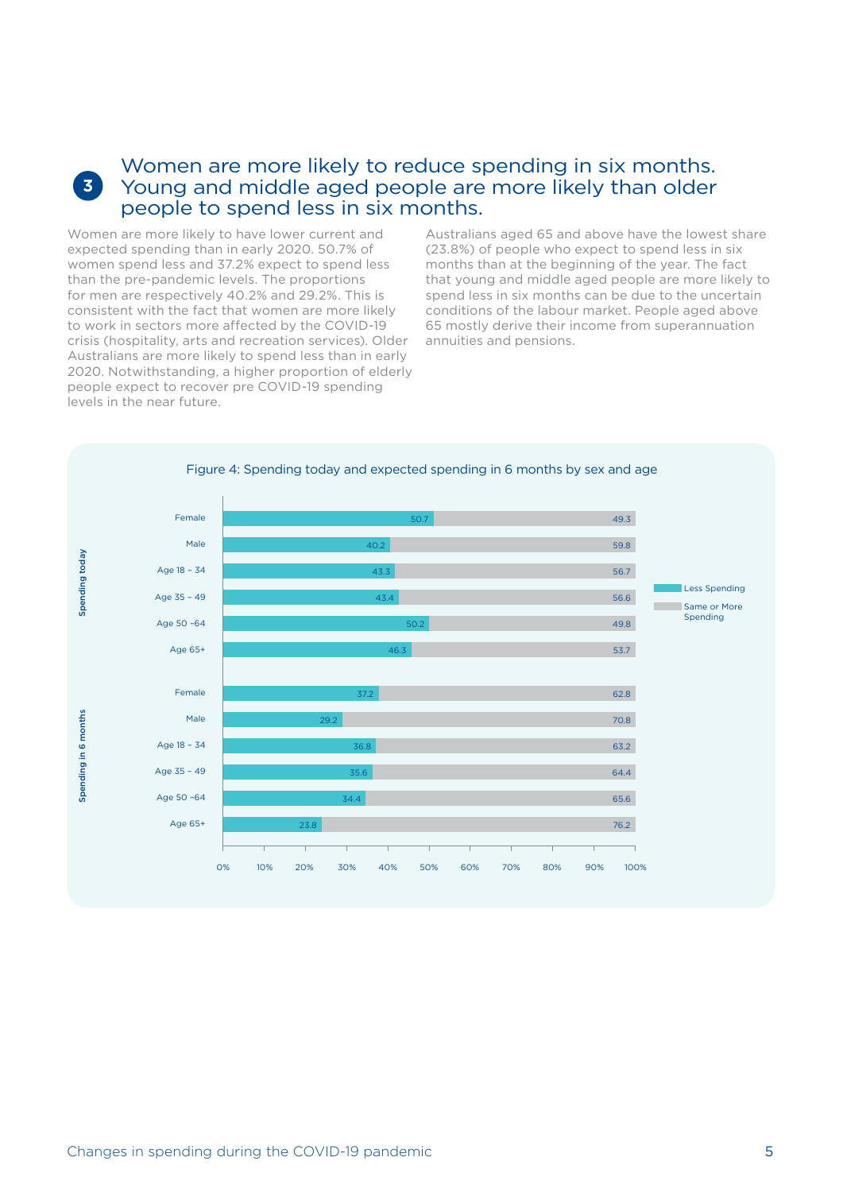## 3 Women are more likely to reduce spending in six months. Young and middle aged people are more likely than older people to spend less in six months.

Women are more likely to have lower current and expected spending than in early 2020. 50.7% of women spend less and 37.2% expect to spend less than the pre-pandemic levels. The proportions for men are respectively 40.2% and 29.2%. This is consistent with the fact that women are more likely to work in sectors more affected by the COVID-19 crisis (hospitality, arts and recreation services). Older Australians are more likely to spend less than in early 2020. Notwithstanding, a higher proportion of elderly people expect to recover pre COVID-19 spending levels in the near future.

Australians aged 65 and above have the lowest share (23.8%) of people who expect to spend less in six months than at the beginning of the year. The fact that young and middle aged people are more likely to spend less in six months can be due to the uncertain conditions of the labour market. People aged above 65 mostly derive their income from superannuation annuities and pensions.

Figure 4: Spending today and expected spending in 6 months by sex and age

| | Group | Less Spending | Same or More Spending |
|---|---|---|---|
| Spending today | Female | 50.7 | 49.3 |
| | Male | 40.2 | 59.8 |
| | Age 18 – 34 | 43.3 | 56.7 |
| | Age 35 – 49 | 43.4 | 56.6 |
| | Age 50 –64 | 50.2 | 49.8 |
| | Age 65+ | 46.3 | 53.7 |
| Spending in 6 months | Female | 37.2 | 62.8 |
| | Male | 29.2 | 70.8 |
| | Age 18 – 34 | 36.8 | 63.2 |
| | Age 35 – 49 | 35.6 | 64.4 |
| | Age 50 –64 | 34.4 | 65.6 |
| | Age 65+ | 23.8 | 76.2 |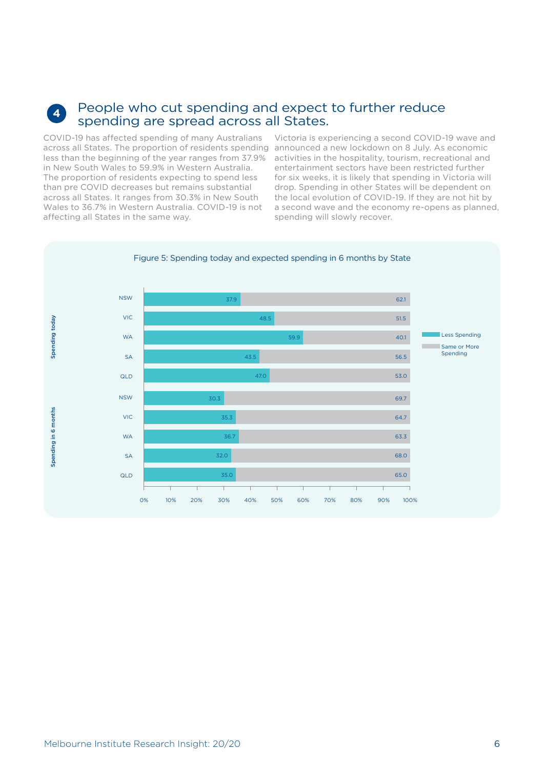## 4 People who cut spending and expect to further reduce spending are spread across all States.

COVID-19 has affected spending of many Australians across all States. The proportion of residents spending less than the beginning of the year ranges from 37.9% in New South Wales to 59.9% in Western Australia. The proportion of residents expecting to spend less than pre COVID decreases but remains substantial across all States. It ranges from 30.3% in New South Wales to 36.7% in Western Australia. COVID-19 is not affecting all States in the same way.

Victoria is experiencing a second COVID-19 wave and announced a new lockdown on 8 July. As economic activities in the hospitality, tourism, recreational and entertainment sectors have been restricted further for six weeks, it is likely that spending in Victoria will drop. Spending in other States will be dependent on the local evolution of COVID-19. If they are not hit by a second wave and the economy re-opens as planned, spending will slowly recover.

Figure 5: Spending today and expected spending in 6 months by State

| | State | Less Spending | Same or More Spending |
|---|---|---|---|
| Spending today | NSW | 37.9 | 62.1 |
| | VIC | 48.5 | 51.5 |
| | WA | 59.9 | 40.1 |
| | SA | 43.5 | 56.5 |
| | QLD | 47.0 | 53.0 |
| Spending in 6 months | NSW | 30.3 | 69.7 |
| | VIC | 35.3 | 64.7 |
| | WA | 36.7 | 63.3 |
| | SA | 32.0 | 68.0 |
| | QLD | 35.0 | 65.0 |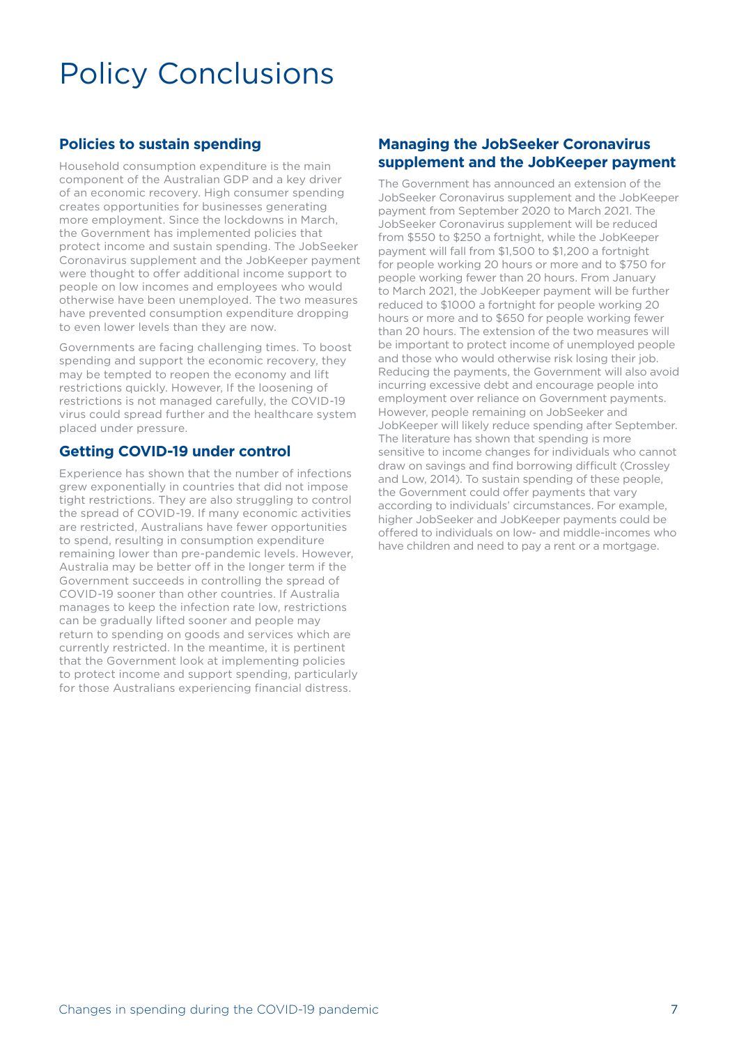# Policy Conclusions

## Policies to sustain spending

Household consumption expenditure is the main component of the Australian GDP and a key driver of an economic recovery. High consumer spending creates opportunities for businesses generating more employment. Since the lockdowns in March, the Government has implemented policies that protect income and sustain spending. The JobSeeker Coronavirus supplement and the JobKeeper payment were thought to offer additional income support to people on low incomes and employees who would otherwise have been unemployed. The two measures have prevented consumption expenditure dropping to even lower levels than they are now.

Governments are facing challenging times. To boost spending and support the economic recovery, they may be tempted to reopen the economy and lift restrictions quickly. However, If the loosening of restrictions is not managed carefully, the COVID-19 virus could spread further and the healthcare system placed under pressure.

## Getting COVID-19 under control

Experience has shown that the number of infections grew exponentially in countries that did not impose tight restrictions. They are also struggling to control the spread of COVID-19. If many economic activities are restricted, Australians have fewer opportunities to spend, resulting in consumption expenditure remaining lower than pre-pandemic levels. However, Australia may be better off in the longer term if the Government succeeds in controlling the spread of COVID-19 sooner than other countries. If Australia manages to keep the infection rate low, restrictions can be gradually lifted sooner and people may return to spending on goods and services which are currently restricted. In the meantime, it is pertinent that the Government look at implementing policies to protect income and support spending, particularly for those Australians experiencing financial distress.

## Managing the JobSeeker Coronavirus supplement and the JobKeeper payment

The Government has announced an extension of the JobSeeker Coronavirus supplement and the JobKeeper payment from September 2020 to March 2021. The JobSeeker Coronavirus supplement will be reduced from $550 to $250 a fortnight, while the JobKeeper payment will fall from $1,500 to $1,200 a fortnight for people working 20 hours or more and to $750 for people working fewer than 20 hours. From January to March 2021, the JobKeeper payment will be further reduced to $1000 a fortnight for people working 20 hours or more and to $650 for people working fewer than 20 hours. The extension of the two measures will be important to protect income of unemployed people and those who would otherwise risk losing their job. Reducing the payments, the Government will also avoid incurring excessive debt and encourage people into employment over reliance on Government payments. However, people remaining on JobSeeker and JobKeeper will likely reduce spending after September. The literature has shown that spending is more sensitive to income changes for individuals who cannot draw on savings and find borrowing difficult (Crossley and Low, 2014). To sustain spending of these people, the Government could offer payments that vary according to individuals' circumstances. For example, higher JobSeeker and JobKeeper payments could be offered to individuals on low- and middle-incomes who have children and need to pay a rent or a mortgage.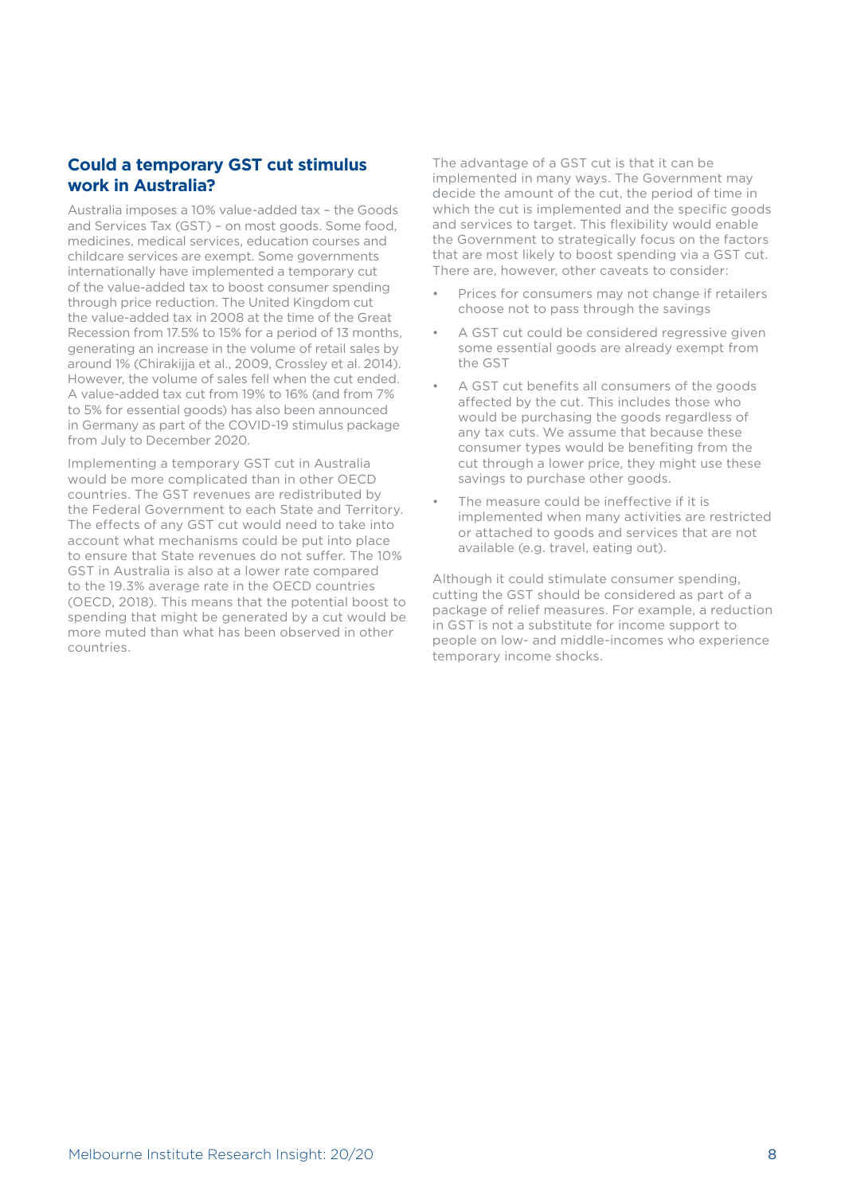## Could a temporary GST cut stimulus work in Australia?

Australia imposes a 10% value-added tax – the Goods and Services Tax (GST) – on most goods. Some food, medicines, medical services, education courses and childcare services are exempt. Some governments internationally have implemented a temporary cut of the value-added tax to boost consumer spending through price reduction. The United Kingdom cut the value-added tax in 2008 at the time of the Great Recession from 17.5% to 15% for a period of 13 months, generating an increase in the volume of retail sales by around 1% (Chirakijja et al., 2009, Crossley et al. 2014). However, the volume of sales fell when the cut ended. A value-added tax cut from 19% to 16% (and from 7% to 5% for essential goods) has also been announced in Germany as part of the COVID-19 stimulus package from July to December 2020.

Implementing a temporary GST cut in Australia would be more complicated than in other OECD countries. The GST revenues are redistributed by the Federal Government to each State and Territory. The effects of any GST cut would need to take into account what mechanisms could be put into place to ensure that State revenues do not suffer. The 10% GST in Australia is also at a lower rate compared to the 19.3% average rate in the OECD countries (OECD, 2018). This means that the potential boost to spending that might be generated by a cut would be more muted than what has been observed in other countries.

The advantage of a GST cut is that it can be implemented in many ways. The Government may decide the amount of the cut, the period of time in which the cut is implemented and the specific goods and services to target. This flexibility would enable the Government to strategically focus on the factors that are most likely to boost spending via a GST cut. There are, however, other caveats to consider:

- Prices for consumers may not change if retailers choose not to pass through the savings
- A GST cut could be considered regressive given some essential goods are already exempt from the GST
- A GST cut benefits all consumers of the goods affected by the cut. This includes those who would be purchasing the goods regardless of any tax cuts. We assume that because these consumer types would be benefiting from the cut through a lower price, they might use these savings to purchase other goods.
- The measure could be ineffective if it is implemented when many activities are restricted or attached to goods and services that are not available (e.g. travel, eating out).

Although it could stimulate consumer spending, cutting the GST should be considered as part of a package of relief measures. For example, a reduction in GST is not a substitute for income support to people on low- and middle-incomes who experience temporary income shocks.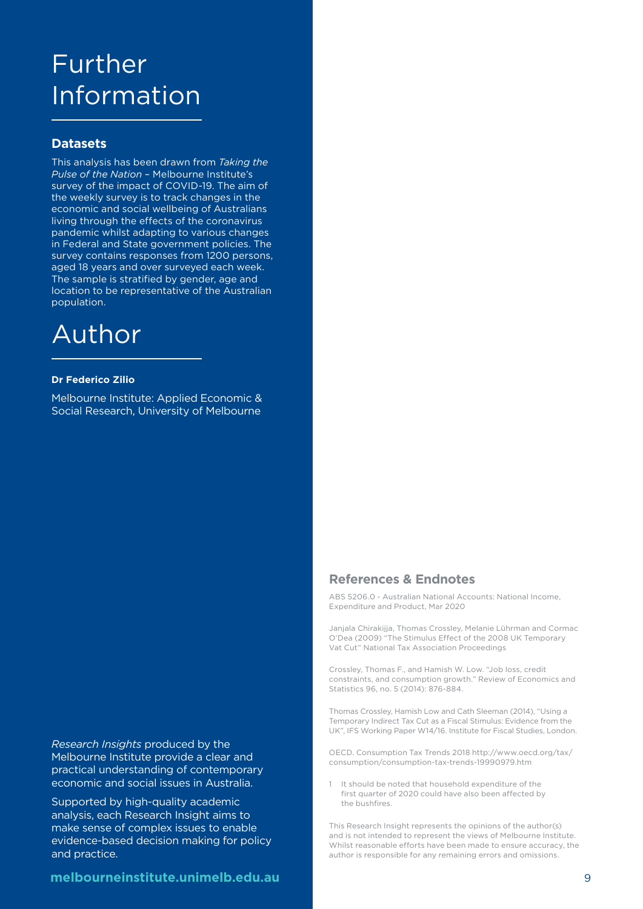# Further Information

### Datasets

This analysis has been drawn from *Taking the Pulse of the Nation* – Melbourne Institute's survey of the impact of COVID-19. The aim of the weekly survey is to track changes in the economic and social wellbeing of Australians living through the effects of the coronavirus pandemic whilst adapting to various changes in Federal and State government policies. The survey contains responses from 1200 persons, aged 18 years and over surveyed each week. The sample is stratified by gender, age and location to be representative of the Australian population.

# Author

**Dr Federico Zilio**

Melbourne Institute: Applied Economic & Social Research, University of Melbourne

*Research Insights* produced by the Melbourne Institute provide a clear and practical understanding of contemporary economic and social issues in Australia.

Supported by high-quality academic analysis, each Research Insight aims to make sense of complex issues to enable evidence-based decision making for policy and practice.

**melbourneinstitute.unimelb.edu.au**

### References & Endnotes

ABS 5206.0 - Australian National Accounts: National Income, Expenditure and Product, Mar 2020

Janjala Chirakijja, Thomas Crossley, Melanie Lührman and Cormac O'Dea (2009) "The Stimulus Effect of the 2008 UK Temporary Vat Cut" National Tax Association Proceedings

Crossley, Thomas F., and Hamish W. Low. "Job loss, credit constraints, and consumption growth." Review of Economics and Statistics 96, no. 5 (2014): 876-884.

Thomas Crossley, Hamish Low and Cath Sleeman (2014), "Using a Temporary Indirect Tax Cut as a Fiscal Stimulus: Evidence from the UK", IFS Working Paper W14/16. Institute for Fiscal Studies, London.

OECD. Consumption Tax Trends 2018 http://www.oecd.org/tax/consumption/consumption-tax-trends-19990979.htm

1 It should be noted that household expenditure of the first quarter of 2020 could have also been affected by the bushfires.

This Research Insight represents the opinions of the author(s) and is not intended to represent the views of Melbourne Institute. Whilst reasonable efforts have been made to ensure accuracy, the author is responsible for any remaining errors and omissions.